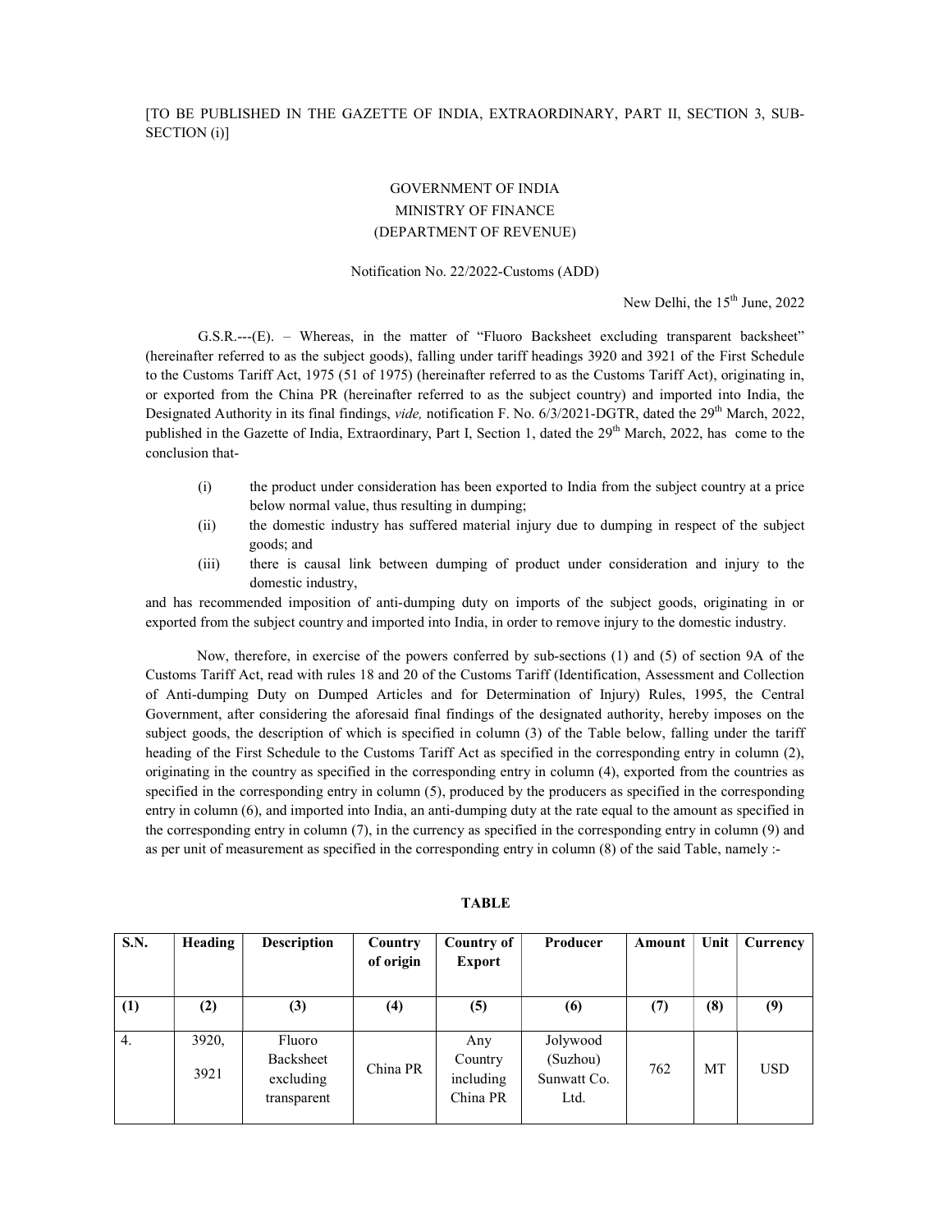[TO BE PUBLISHED IN THE GAZETTE OF INDIA, EXTRAORDINARY, PART II, SECTION 3, SUB-SECTION (i)]

GOVERNMENT OF INDIA
MINISTRY OF FINANCE
(DEPARTMENT OF REVENUE)

Notification No. 22/2022-Customs (ADD)

New Delhi, the 15th June, 2022

G.S.R.---(E). – Whereas, in the matter of "Fluoro Backsheet excluding transparent backsheet" (hereinafter referred to as the subject goods), falling under tariff headings 3920 and 3921 of the First Schedule to the Customs Tariff Act, 1975 (51 of 1975) (hereinafter referred to as the Customs Tariff Act), originating in, or exported from the China PR (hereinafter referred to as the subject country) and imported into India, the Designated Authority in its final findings, *vide,* notification F. No. 6/3/2021-DGTR, dated the 29th March, 2022, published in the Gazette of India, Extraordinary, Part I, Section 1, dated the 29th March, 2022, has come to the conclusion that-

(i) the product under consideration has been exported to India from the subject country at a price below normal value, thus resulting in dumping;

(ii) the domestic industry has suffered material injury due to dumping in respect of the subject goods; and

(iii) there is causal link between dumping of product under consideration and injury to the domestic industry,

and has recommended imposition of anti-dumping duty on imports of the subject goods, originating in or exported from the subject country and imported into India, in order to remove injury to the domestic industry.

Now, therefore, in exercise of the powers conferred by sub-sections (1) and (5) of section 9A of the Customs Tariff Act, read with rules 18 and 20 of the Customs Tariff (Identification, Assessment and Collection of Anti-dumping Duty on Dumped Articles and for Determination of Injury) Rules, 1995, the Central Government, after considering the aforesaid final findings of the designated authority, hereby imposes on the subject goods, the description of which is specified in column (3) of the Table below, falling under the tariff heading of the First Schedule to the Customs Tariff Act as specified in the corresponding entry in column (2), originating in the country as specified in the corresponding entry in column (4), exported from the countries as specified in the corresponding entry in column (5), produced by the producers as specified in the corresponding entry in column (6), and imported into India, an anti-dumping duty at the rate equal to the amount as specified in the corresponding entry in column (7), in the currency as specified in the corresponding entry in column (9) and as per unit of measurement as specified in the corresponding entry in column (8) of the said Table, namely :-

**TABLE**

| S.N. | Heading | Description | Country of origin | Country of Export | Producer | Amount | Unit | Currency |
|---|---|---|---|---|---|---|---|---|
| (1) | (2) | (3) | (4) | (5) | (6) | (7) | (8) | (9) |
| 4. | 3920, 3921 | Fluoro Backsheet excluding transparent | China PR | Any Country including China PR | Jolywood (Suzhou) Sunwatt Co. Ltd. | 762 | MT | USD |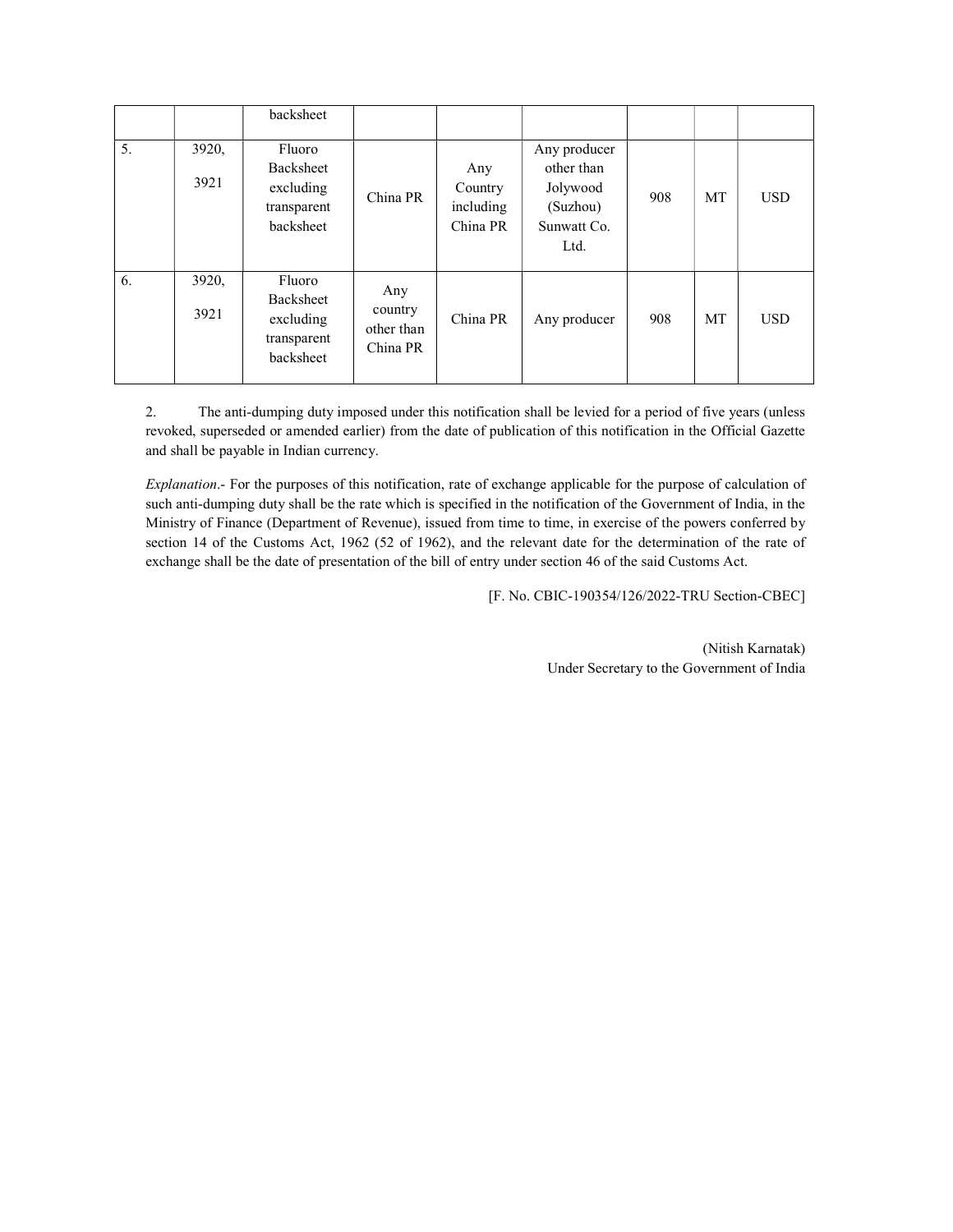| | | | | | | | | |
|---|---|---|---|---|---|---|---|---|
| | | backsheet | | | | | | |
| 5. | 3920, 3921 | Fluoro Backsheet excluding transparent backsheet | China PR | Any Country including China PR | Any producer other than Jolywood (Suzhou) Sunwatt Co. Ltd. | 908 | MT | USD |
| 6. | 3920, 3921 | Fluoro Backsheet excluding transparent backsheet | Any country other than China PR | China PR | Any producer | 908 | MT | USD |

2. The anti-dumping duty imposed under this notification shall be levied for a period of five years (unless revoked, superseded or amended earlier) from the date of publication of this notification in the Official Gazette and shall be payable in Indian currency.

*Explanation*.- For the purposes of this notification, rate of exchange applicable for the purpose of calculation of such anti-dumping duty shall be the rate which is specified in the notification of the Government of India, in the Ministry of Finance (Department of Revenue), issued from time to time, in exercise of the powers conferred by section 14 of the Customs Act, 1962 (52 of 1962), and the relevant date for the determination of the rate of exchange shall be the date of presentation of the bill of entry under section 46 of the said Customs Act.

[F. No. CBIC-190354/126/2022-TRU Section-CBEC]

(Nitish Karnatak)
Under Secretary to the Government of India